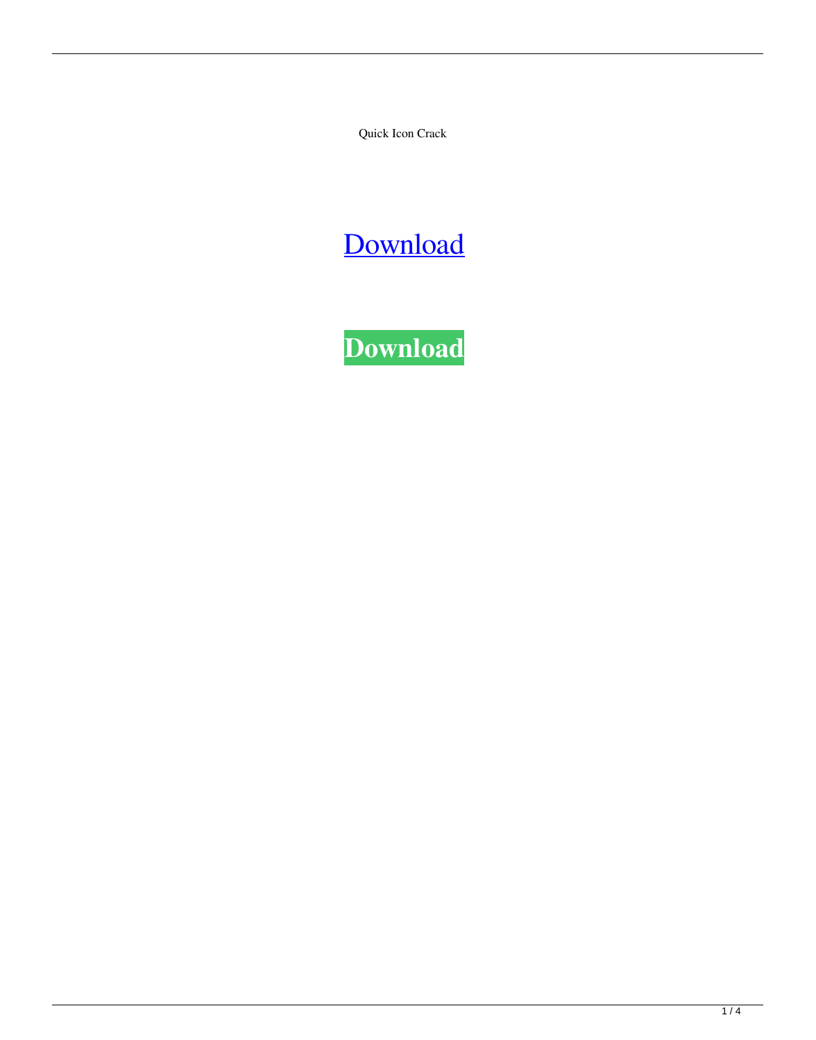Quick Icon Crack

Download

**Download**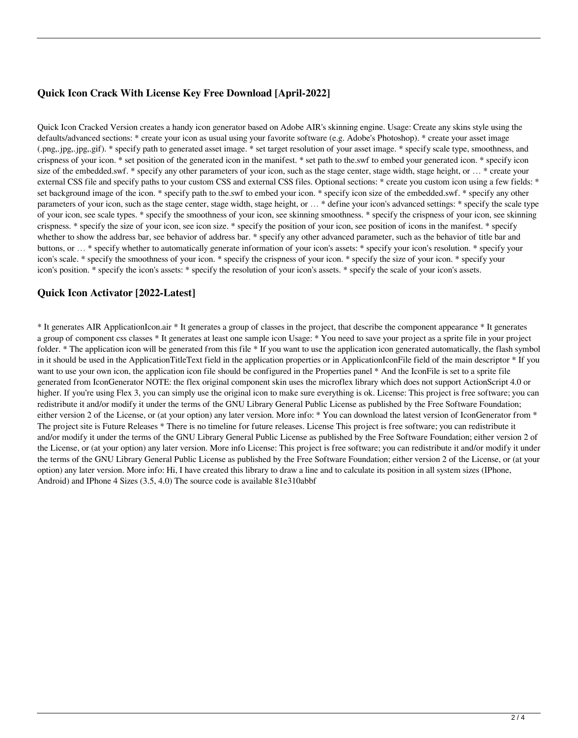## Quick Icon Crack With License Key Free Download [April-2022]

Quick Icon Cracked Version creates a handy icon generator based on Adobe AIR's skinning engine. Usage: Create any skins style using the defaults/advanced sections: * create your icon as usual using your favorite software (e.g. Adobe's Photoshop). * create your asset image (.png,.jpg,.jpg,.gif). * specify path to generated asset image. * set target resolution of your asset image. * specify scale type, smoothness, and crispness of your icon. * set position of the generated icon in the manifest. * set path to the.swf to embed your generated icon. * specify icon size of the embedded.swf. * specify any other parameters of your icon, such as the stage center, stage width, stage height, or … * create your external CSS file and specify paths to your custom CSS and external CSS files. Optional sections: * create you custom icon using a few fields: * set background image of the icon. * specify path to the.swf to embed your icon. * specify icon size of the embedded.swf. * specify any other parameters of your icon, such as the stage center, stage width, stage height, or … * define your icon's advanced settings: * specify the scale type of your icon, see scale types. * specify the smoothness of your icon, see skinning smoothness. * specify the crispness of your icon, see skinning crispness. * specify the size of your icon, see icon size. * specify the position of your icon, see position of icons in the manifest. * specify whether to show the address bar, see behavior of address bar. * specify any other advanced parameter, such as the behavior of title bar and buttons, or … * specify whether to automatically generate information of your icon's assets: * specify your icon's resolution. * specify your icon's scale. * specify the smoothness of your icon. * specify the crispness of your icon. * specify the size of your icon. * specify your icon's position. * specify the icon's assets: * specify the resolution of your icon's assets. * specify the scale of your icon's assets.

## Quick Icon Activator [2022-Latest]

* It generates AIR ApplicationIcon.air * It generates a group of classes in the project, that describe the component appearance * It generates a group of component css classes * It generates at least one sample icon Usage: * You need to save your project as a sprite file in your project folder. * The application icon will be generated from this file * If you want to use the application icon generated automatically, the flash symbol in it should be used in the ApplicationTitleText field in the application properties or in ApplicationIconFile field of the main descriptor * If you want to use your own icon, the application icon file should be configured in the Properties panel * And the IconFile is set to a sprite file generated from IconGenerator NOTE: the flex original component skin uses the microflex library which does not support ActionScript 4.0 or higher. If you're using Flex 3, you can simply use the original icon to make sure everything is ok. License: This project is free software; you can redistribute it and/or modify it under the terms of the GNU Library General Public License as published by the Free Software Foundation; either version 2 of the License, or (at your option) any later version. More info: * You can download the latest version of IconGenerator from * The project site is Future Releases * There is no timeline for future releases. License This project is free software; you can redistribute it and/or modify it under the terms of the GNU Library General Public License as published by the Free Software Foundation; either version 2 of the License, or (at your option) any later version. More info License: This project is free software; you can redistribute it and/or modify it under the terms of the GNU Library General Public License as published by the Free Software Foundation; either version 2 of the License, or (at your option) any later version. More info: Hi, I have created this library to draw a line and to calculate its position in all system sizes (IPhone, Android) and IPhone 4 Sizes (3.5, 4.0) The source code is available 81e310abbf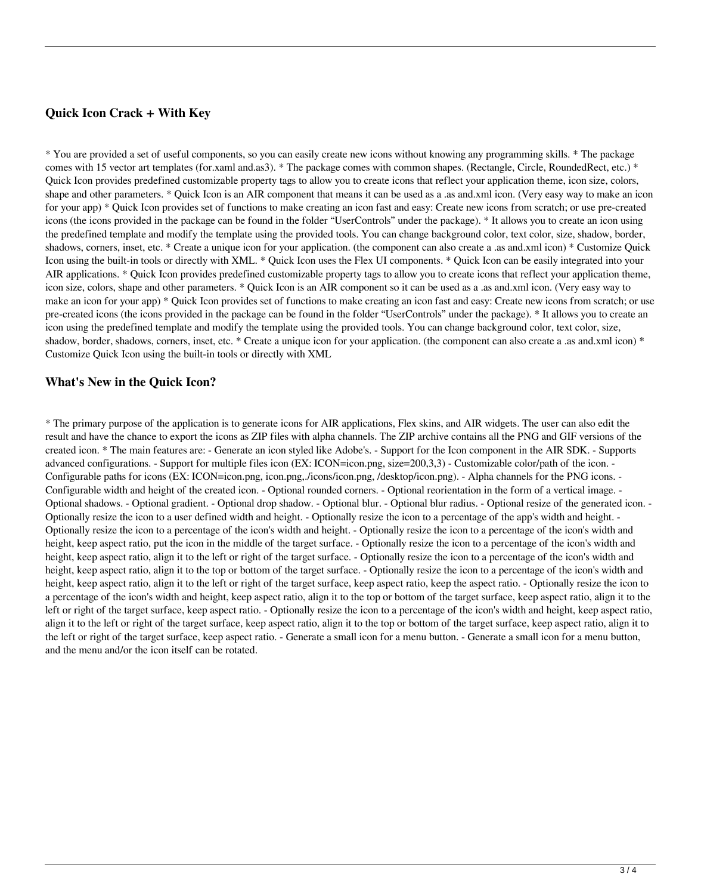### Quick Icon Crack + With Key

* You are provided a set of useful components, so you can easily create new icons without knowing any programming skills. * The package comes with 15 vector art templates (for.xaml and.as3). * The package comes with common shapes. (Rectangle, Circle, RoundedRect, etc.) * Quick Icon provides predefined customizable property tags to allow you to create icons that reflect your application theme, icon size, colors, shape and other parameters. * Quick Icon is an AIR component that means it can be used as a .as and.xml icon. (Very easy way to make an icon for your app) * Quick Icon provides set of functions to make creating an icon fast and easy: Create new icons from scratch; or use pre-created icons (the icons provided in the package can be found in the folder “UserControls” under the package). * It allows you to create an icon using the predefined template and modify the template using the provided tools. You can change background color, text color, size, shadow, border, shadows, corners, inset, etc. * Create a unique icon for your application. (the component can also create a .as and.xml icon) * Customize Quick Icon using the built-in tools or directly with XML. * Quick Icon uses the Flex UI components. * Quick Icon can be easily integrated into your AIR applications. * Quick Icon provides predefined customizable property tags to allow you to create icons that reflect your application theme, icon size, colors, shape and other parameters. * Quick Icon is an AIR component so it can be used as a .as and.xml icon. (Very easy way to make an icon for your app) * Quick Icon provides set of functions to make creating an icon fast and easy: Create new icons from scratch; or use pre-created icons (the icons provided in the package can be found in the folder “UserControls” under the package). * It allows you to create an icon using the predefined template and modify the template using the provided tools. You can change background color, text color, size, shadow, border, shadows, corners, inset, etc. * Create a unique icon for your application. (the component can also create a .as and.xml icon) * Customize Quick Icon using the built-in tools or directly with XML

### What's New in the Quick Icon?

* The primary purpose of the application is to generate icons for AIR applications, Flex skins, and AIR widgets. The user can also edit the result and have the chance to export the icons as ZIP files with alpha channels. The ZIP archive contains all the PNG and GIF versions of the created icon. * The main features are: - Generate an icon styled like Adobe's. - Support for the Icon component in the AIR SDK. - Supports advanced configurations. - Support for multiple files icon (EX: ICON=icon.png, size=200,3,3) - Customizable color/path of the icon. - Configurable paths for icons (EX: ICON=icon.png, icon.png,./icons/icon.png, /desktop/icon.png). - Alpha channels for the PNG icons. - Configurable width and height of the created icon. - Optional rounded corners. - Optional reorientation in the form of a vertical image. - Optional shadows. - Optional gradient. - Optional drop shadow. - Optional blur. - Optional blur radius. - Optional resize of the generated icon. - Optionally resize the icon to a user defined width and height. - Optionally resize the icon to a percentage of the app's width and height. - Optionally resize the icon to a percentage of the icon's width and height. - Optionally resize the icon to a percentage of the icon's width and height, keep aspect ratio, put the icon in the middle of the target surface. - Optionally resize the icon to a percentage of the icon's width and height, keep aspect ratio, align it to the left or right of the target surface. - Optionally resize the icon to a percentage of the icon's width and height, keep aspect ratio, align it to the top or bottom of the target surface. - Optionally resize the icon to a percentage of the icon's width and height, keep aspect ratio, align it to the left or right of the target surface, keep aspect ratio, keep the aspect ratio. - Optionally resize the icon to a percentage of the icon's width and height, keep aspect ratio, align it to the top or bottom of the target surface, keep aspect ratio, align it to the left or right of the target surface, keep aspect ratio. - Optionally resize the icon to a percentage of the icon's width and height, keep aspect ratio, align it to the left or right of the target surface, keep aspect ratio, align it to the top or bottom of the target surface, keep aspect ratio, align it to the left or right of the target surface, keep aspect ratio. - Generate a small icon for a menu button. - Generate a small icon for a menu button, and the menu and/or the icon itself can be rotated.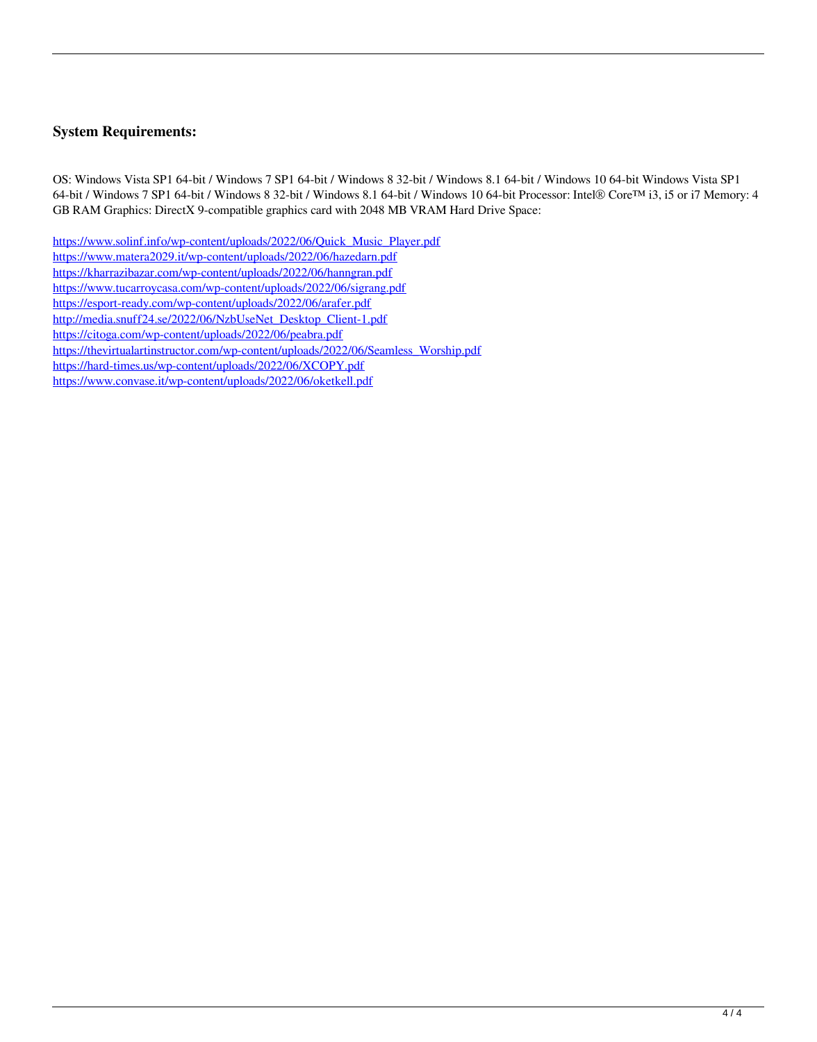### System Requirements:

OS: Windows Vista SP1 64-bit / Windows 7 SP1 64-bit / Windows 8 32-bit / Windows 8.1 64-bit / Windows 10 64-bit Windows Vista SP1 64-bit / Windows 7 SP1 64-bit / Windows 8 32-bit / Windows 8.1 64-bit / Windows 10 64-bit Processor: Intel® Core™ i3, i5 or i7 Memory: 4 GB RAM Graphics: DirectX 9-compatible graphics card with 2048 MB VRAM Hard Drive Space:

https://www.solinf.info/wp-content/uploads/2022/06/Quick_Music_Player.pdf
https://www.matera2029.it/wp-content/uploads/2022/06/hazedarn.pdf
https://kharrazibazar.com/wp-content/uploads/2022/06/hanngran.pdf
https://www.tucarroycasa.com/wp-content/uploads/2022/06/sigrang.pdf
https://esport-ready.com/wp-content/uploads/2022/06/arafer.pdf
http://media.snuff24.se/2022/06/NzbUseNet_Desktop_Client-1.pdf
https://citoga.com/wp-content/uploads/2022/06/peabra.pdf
https://thevirtualartinstructor.com/wp-content/uploads/2022/06/Seamless_Worship.pdf
https://hard-times.us/wp-content/uploads/2022/06/XCOPY.pdf
https://www.convase.it/wp-content/uploads/2022/06/oketkell.pdf